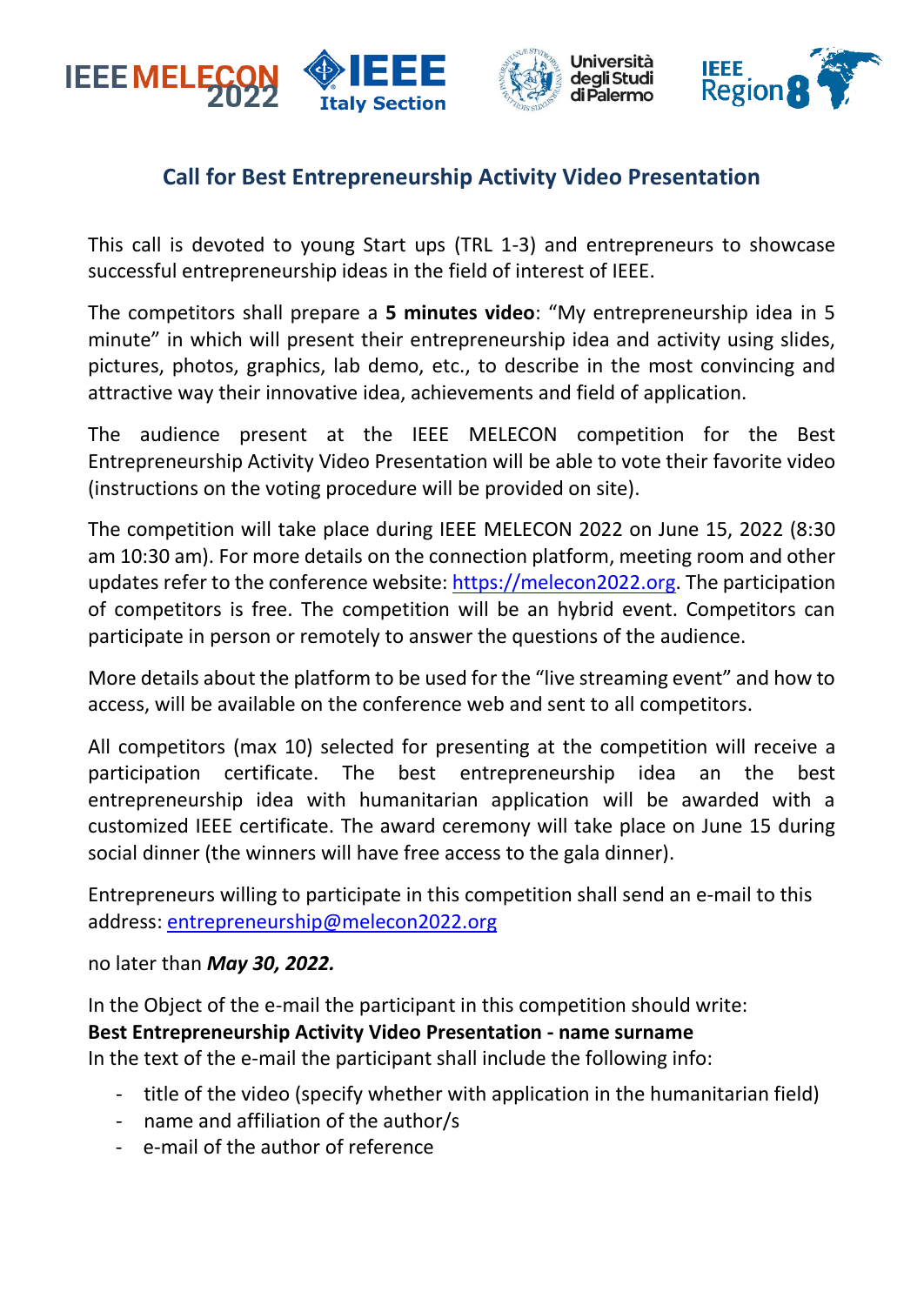## Call for Best Entrepreneurship Activity Video Presentation

This call is devoted to young Start ups (TRL 1-3) and entrepreneurs to showcase successful entrepreneurship ideas in the field of interest of IEEE.

The competitors shall prepare a **5 minutes video**: "My entrepreneurship idea in 5 minute" in which will present their entrepreneurship idea and activity using slides, pictures, photos, graphics, lab demo, etc., to describe in the most convincing and attractive way their innovative idea, achievements and field of application.

The audience present at the IEEE MELECON competition for the Best Entrepreneurship Activity Video Presentation will be able to vote their favorite video (instructions on the voting procedure will be provided on site).

The competition will take place during IEEE MELECON 2022 on June 15, 2022 (8:30 am 10:30 am). For more details on the connection platform, meeting room and other updates refer to the conference website: [https://melecon2022.org](https://melecon2022.org). The participation of competitors is free. The competition will be an hybrid event. Competitors can participate in person or remotely to answer the questions of the audience.

More details about the platform to be used for the "live streaming event" and how to access, will be available on the conference web and sent to all competitors.

All competitors (max 10) selected for presenting at the competition will receive a participation certificate. The best entrepreneurship idea an the best entrepreneurship idea with humanitarian application will be awarded with a customized IEEE certificate. The award ceremony will take place on June 15 during social dinner (the winners will have free access to the gala dinner).

Entrepreneurs willing to participate in this competition shall send an e-mail to this address: [entrepreneurship@melecon2022.org](mailto:entrepreneurship@melecon2022.org)

no later than ***May 30, 2022.***

In the Object of the e-mail the participant in this competition should write:
**Best Entrepreneurship Activity Video Presentation - name surname**
In the text of the e-mail the participant shall include the following info:

- title of the video (specify whether with application in the humanitarian field)
- name and affiliation of the author/s
- e-mail of the author of reference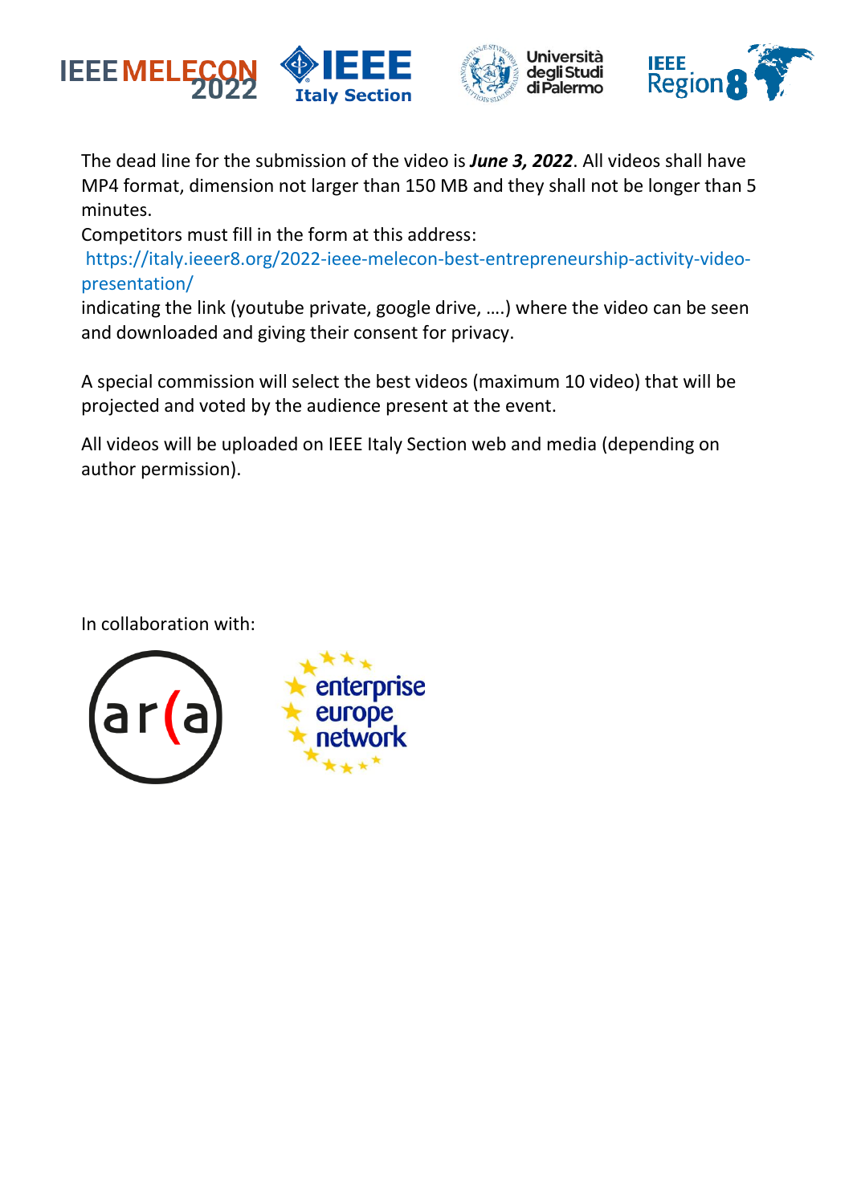The dead line for the submission of the video is ***June 3, 2022***. All videos shall have MP4 format, dimension not larger than 150 MB and they shall not be longer than 5 minutes.

Competitors must fill in the form at this address:

https://italy.ieeer8.org/2022-ieee-melecon-best-entrepreneurship-activity-video-presentation/

indicating the link (youtube private, google drive, ….) where the video can be seen and downloaded and giving their consent for privacy.

A special commission will select the best videos (maximum 10 video) that will be projected and voted by the audience present at the event.

All videos will be uploaded on IEEE Italy Section web and media (depending on author permission).

In collaboration with: